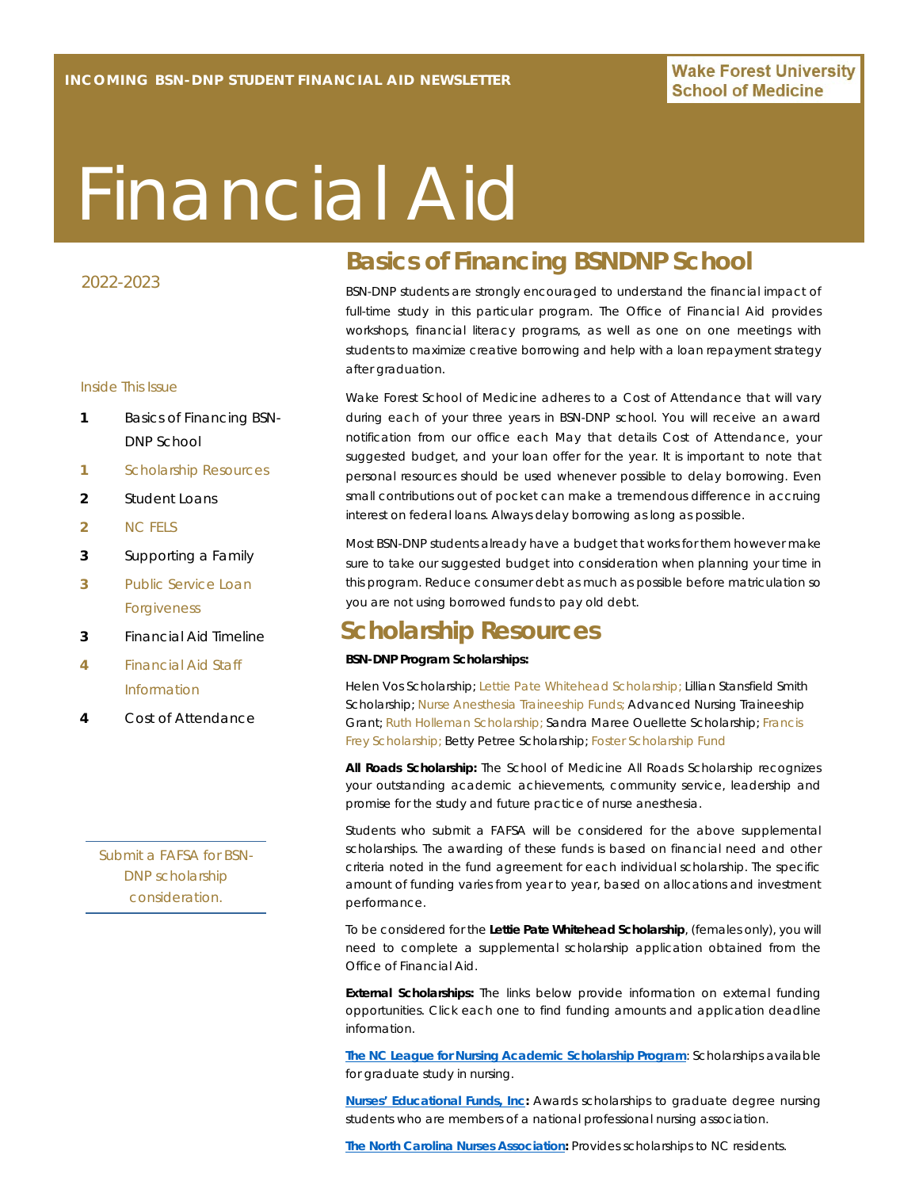INCOMING BSN-DNP STUDENT FINANCIAL AID NEWSLETTER

Wake Forest University School of Medicine

# Financial Aid

2022-2023

Inside This Issue

- **1** Basics of Financing BSN-DNP School
- **1** Scholarship Resources
- **2** Student Loans
- **2** NC FELS
- **3** Supporting a Family
- **3** Public Service Loan Forgiveness
- **3** Financial Aid Timeline
- **4** Financial Aid Staff Information
- **4** Cost of Attendance

Submit a FAFSA for BSN-DNP scholarship consideration.

## Basics of Financing BSNDNP School

BSN-DNP students are strongly encouraged to understand the financial impact of full-time study in this particular program. The Office of Financial Aid provides workshops, financial literacy programs, as well as one on one meetings with students to maximize creative borrowing and help with a loan repayment strategy after graduation.

Wake Forest School of Medicine adheres to a Cost of Attendance that will vary during each of your three years in BSN-DNP school. You will receive an award notification from our office each May that details Cost of Attendance, your suggested budget, and your loan offer for the year. It is important to note that personal resources should be used whenever possible to delay borrowing. Even small contributions out of pocket can make a tremendous difference in accruing interest on federal loans. Always delay borrowing as long as possible.

Most BSN-DNP students already have a budget that works for them however make sure to take our suggested budget into consideration when planning your time in this program. Reduce consumer debt as much as possible before matriculation so you are not using borrowed funds to pay old debt.

## Scholarship Resources

**BSN-DNP Program Scholarships:**

Helen Vos Scholarship; Lettie Pate Whitehead Scholarship; Lillian Stansfield Smith Scholarship; Nurse Anesthesia Traineeship Funds; Advanced Nursing Traineeship Grant; Ruth Holleman Scholarship; Sandra Maree Ouellette Scholarship; Francis Frey Scholarship; Betty Petree Scholarship; Foster Scholarship Fund

**All Roads Scholarship:** The School of Medicine All Roads Scholarship recognizes your outstanding academic achievements, community service, leadership and promise for the study and future practice of nurse anesthesia.

Students who submit a FAFSA will be considered for the above supplemental scholarships. The awarding of these funds is based on financial need and other criteria noted in the fund agreement for each individual scholarship. The specific amount of funding varies from year to year, based on allocations and investment performance.

To be considered for the **Lettie Pate Whitehead Scholarship**, (females only), you will need to complete a supplemental scholarship application obtained from the Office of Financial Aid.

**External Scholarships:** The links below provide information on external funding opportunities. Click each one to find funding amounts and application deadline information.

**The NC League for Nursing Academic Scholarship Program**: Scholarships available for graduate study in nursing.

**Nurses' Educational Funds, Inc:** Awards scholarships to graduate degree nursing students who are members of a national professional nursing association.

**The North Carolina Nurses Association:** Provides scholarships to NC residents.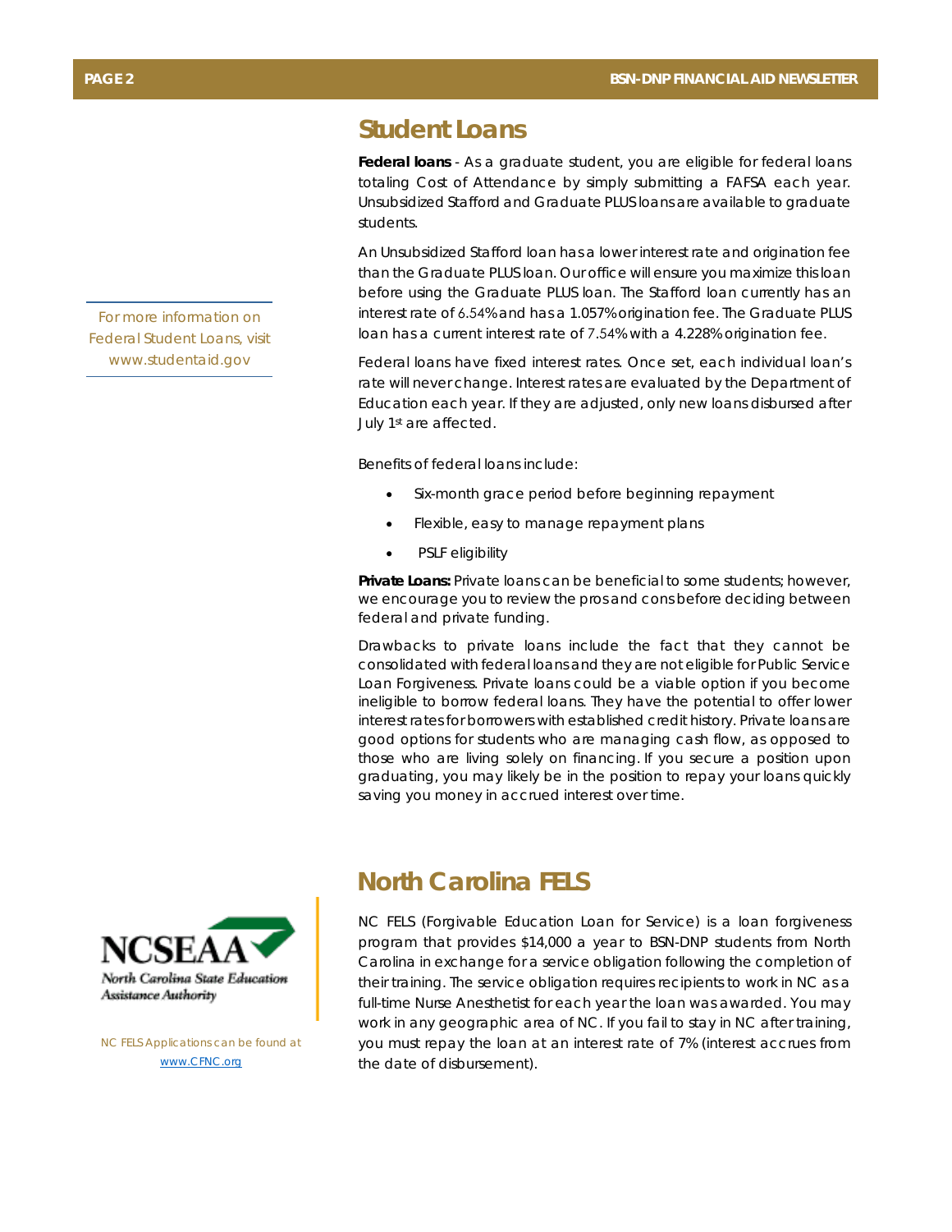## Student Loans

**Federal loans** - As a graduate student, you are eligible for federal loans totaling Cost of Attendance by simply submitting a FAFSA each year. Unsubsidized Stafford and Graduate PLUS loans are available to graduate students.

An Unsubsidized Stafford loan has a lower interest rate and origination fee than the Graduate PLUS loan. Our office will ensure you maximize this loan before using the Graduate PLUS loan. The Stafford loan currently has an interest rate of 6.54% and has a 1.057% origination fee. The Graduate PLUS loan has a current interest rate of 7.54% with a 4.228% origination fee.

For more information on Federal Student Loans, visit www.studentaid.gov

Federal loans have fixed interest rates. Once set, each individual loan's rate will never change. Interest rates are evaluated by the Department of Education each year. If they are adjusted, only new loans disbursed after July 1st are affected.

Benefits of federal loans include:

- Six-month grace period before beginning repayment
- Flexible, easy to manage repayment plans
- PSLF eligibility

**Private Loans:** Private loans can be beneficial to some students; however, we encourage you to review the pros and cons before deciding between federal and private funding.

Drawbacks to private loans include the fact that they cannot be consolidated with federal loans and they are not eligible for Public Service Loan Forgiveness. Private loans could be a viable option if you become ineligible to borrow federal loans. They have the potential to offer lower interest rates for borrowers with established credit history. Private loans are good options for students who are managing cash flow, as opposed to those who are living solely on financing. If you secure a position upon graduating, you may likely be in the position to repay your loans quickly saving you money in accrued interest over time.

## North Carolina FELS

NC FELS (Forgivable Education Loan for Service) is a loan forgiveness program that provides $14,000 a year to BSN-DNP students from North Carolina in exchange for a service obligation following the completion of their training. The service obligation requires recipients to work in NC as a full-time Nurse Anesthetist for each year the loan was awarded. You may work in any geographic area of NC. If you fail to stay in NC after training, you must repay the loan at an interest rate of 7% (interest accrues from the date of disbursement).

NCSEAA North Carolina State Education Assistance Authority

NC FELS Applications can be found at www.CFNC.org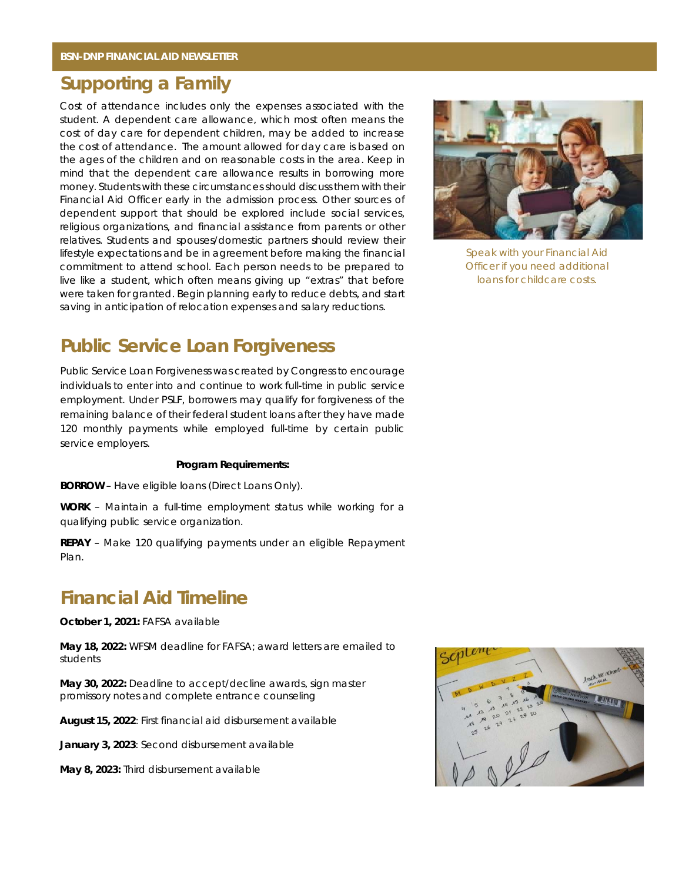## Supporting a Family

Cost of attendance includes only the expenses associated with the student. A dependent care allowance, which most often means the cost of day care for dependent children, may be added to increase the cost of attendance. The amount allowed for day care is based on the ages of the children and on reasonable costs in the area. Keep in mind that the dependent care allowance results in borrowing more money. Students with these circumstances should discuss them with their Financial Aid Officer early in the admission process. Other sources of dependent support that should be explored include social services, religious organizations, and financial assistance from parents or other relatives. Students and spouses/domestic partners should review their lifestyle expectations and be in agreement before making the financial commitment to attend school. Each person needs to be prepared to live like a student, which often means giving up "extras" that before were taken for granted. Begin planning early to reduce debts, and start saving in anticipation of relocation expenses and salary reductions.

Speak with your Financial Aid Officer if you need additional loans for childcare costs.

## Public Service Loan Forgiveness

Public Service Loan Forgiveness was created by Congress to encourage individuals to enter into and continue to work full-time in public service employment. Under PSLF, borrowers may qualify for forgiveness of the remaining balance of their federal student loans after they have made 120 monthly payments while employed full-time by certain public service employers.

**Program Requirements:**

**BORROW** – Have eligible loans (Direct Loans Only).

**WORK** – Maintain a full-time employment status while working for a qualifying public service organization.

**REPAY** – Make 120 qualifying payments under an eligible Repayment Plan.

## Financial Aid Timeline

**October 1, 2021:** FAFSA available

**May 18, 2022:** WFSM deadline for FAFSA; award letters are emailed to students

**May 30, 2022:** Deadline to accept/decline awards, sign master promissory notes and complete entrance counseling

**August 15, 2022**: First financial aid disbursement available

**January 3, 2023**: Second disbursement available

**May 8, 2023:** Third disbursement available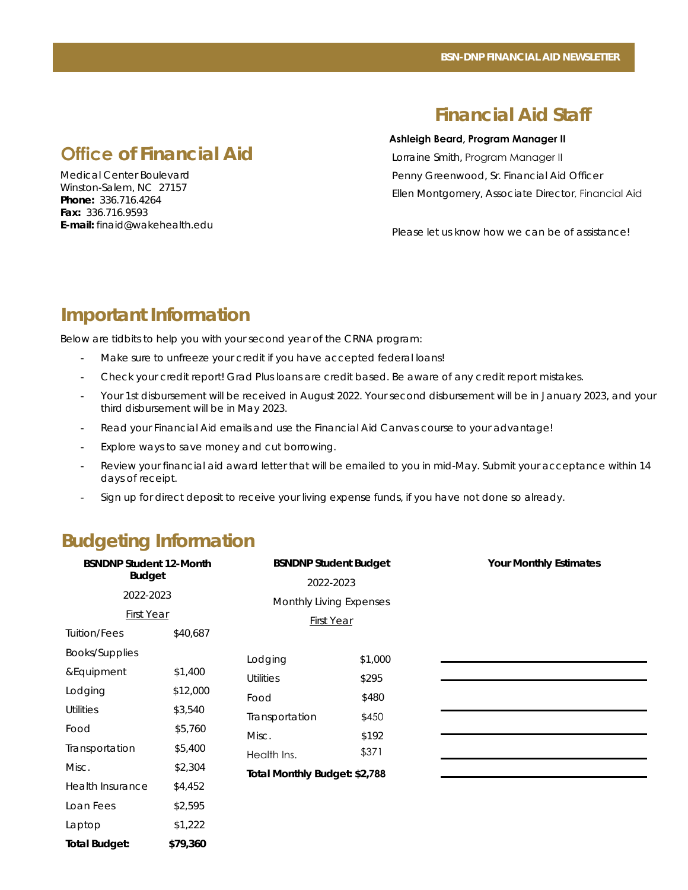BSN-DNP FINANCIAL AID NEWSLETTER

## Office of Financial Aid

Medical Center Boulevard
Winston-Salem, NC 27157
**Phone:** 336.716.4264
**Fax:** 336.716.9593
**E-mail:** finaid@wakehealth.edu

## Financial Aid Staff

**Ashleigh Beard, Program Manager II**
Lorraine Smith, Program Manager II
Penny Greenwood, Sr. Financial Aid Officer
Ellen Montgomery, Associate Director, Financial Aid

Please let us know how we can be of assistance!

## Important Information

Below are tidbits to help you with your second year of the CRNA program:

- Make sure to unfreeze your credit if you have accepted federal loans!
- Check your credit report! Grad Plus loans are credit based. Be aware of any credit report mistakes.
- Your 1st disbursement will be received in August 2022. Your second disbursement will be in January 2023, and your third disbursement will be in May 2023.
- Read your Financial Aid emails and use the Financial Aid Canvas course to your advantage!
- Explore ways to save money and cut borrowing.
- Review your financial aid award letter that will be emailed to you in mid-May. Submit your acceptance within 14 days of receipt.
- Sign up for direct deposit to receive your living expense funds, if you have not done so already.

## Budgeting Information

**BSNDNP Student 12-Month Budget**
2022-2023
First Year

| | |
|---|---|
| Tuition/Fees | $40,687 |
| Books/Supplies &Equipment | $1,400 |
| Lodging | $12,000 |
| Utilities | $3,540 |
| Food | $5,760 |
| Transportation | $5,400 |
| Misc. | $2,304 |
| Health Insurance | $4,452 |
| Loan Fees | $2,595 |
| Laptop | $1,222 |
| **Total Budget:** | **$79,360** |

**BSNDNP Student Budget**
2022-2023
Monthly Living Expenses
First Year

| | | Your Monthly Estimates |
|---|---|---|
| Lodging | $1,000 | ______________ |
| Utilities | $295 | ______________ |
| Food | $480 | ______________ |
| Transportation | $450 | ______________ |
| Misc. | $192 | ______________ |
| Health Ins. | $371 | ______________ |
| **Total Monthly Budget: $2,788** | | ______________ |